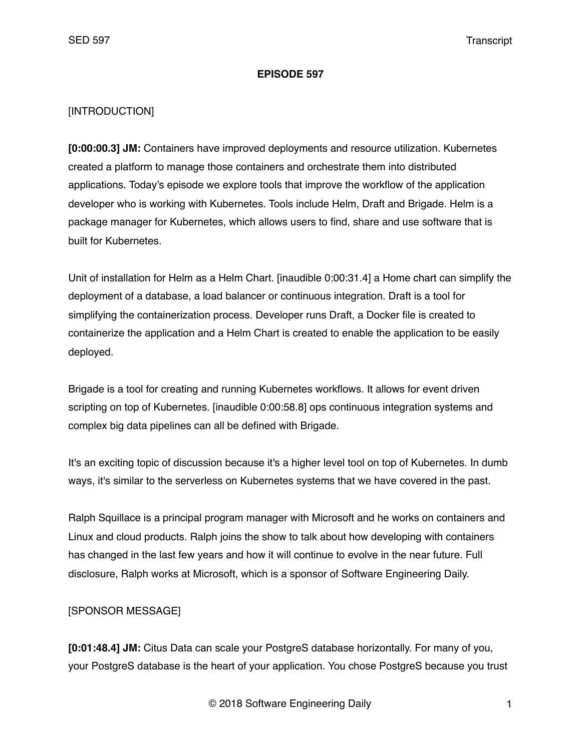**EPISODE 597**

[INTRODUCTION]

**[0:00:00.3] JM:** Containers have improved deployments and resource utilization. Kubernetes created a platform to manage those containers and orchestrate them into distributed applications. Today's episode we explore tools that improve the workflow of the application developer who is working with Kubernetes. Tools include Helm, Draft and Brigade. Helm is a package manager for Kubernetes, which allows users to find, share and use software that is built for Kubernetes.

Unit of installation for Helm as a Helm Chart. [inaudible 0:00:31.4] a Home chart can simplify the deployment of a database, a load balancer or continuous integration. Draft is a tool for simplifying the containerization process. Developer runs Draft, a Docker file is created to containerize the application and a Helm Chart is created to enable the application to be easily deployed.

Brigade is a tool for creating and running Kubernetes workflows. It allows for event driven scripting on top of Kubernetes. [inaudible 0:00:58.8] ops continuous integration systems and complex big data pipelines can all be defined with Brigade.

It's an exciting topic of discussion because it's a higher level tool on top of Kubernetes. In dumb ways, it's similar to the serverless on Kubernetes systems that we have covered in the past.

Ralph Squillace is a principal program manager with Microsoft and he works on containers and Linux and cloud products. Ralph joins the show to talk about how developing with containers has changed in the last few years and how it will continue to evolve in the near future. Full disclosure, Ralph works at Microsoft, which is a sponsor of Software Engineering Daily.

[SPONSOR MESSAGE]

**[0:01:48.4] JM:** Citus Data can scale your PostgreS database horizontally. For many of you, your PostgreS database is the heart of your application. You chose PostgreS because you trust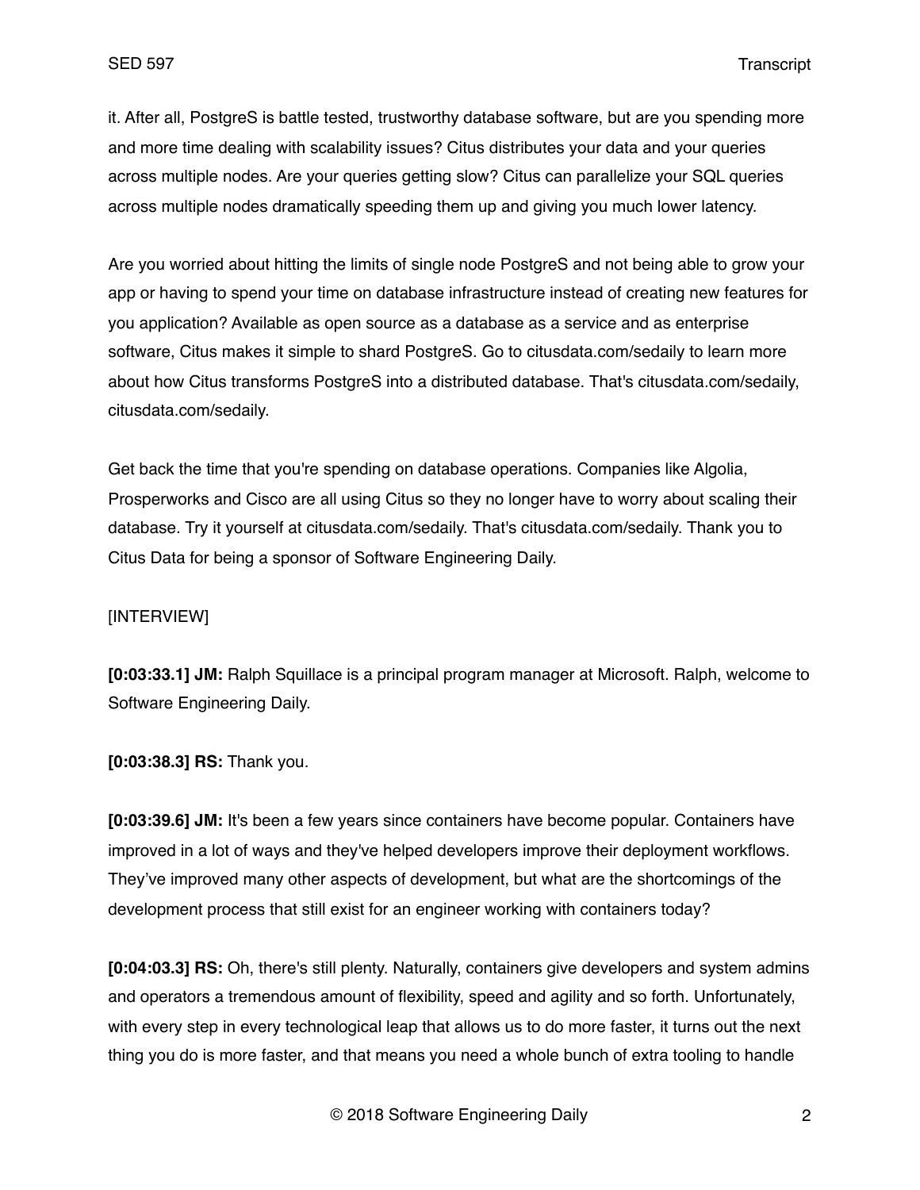it. After all, PostgreS is battle tested, trustworthy database software, but are you spending more and more time dealing with scalability issues? Citus distributes your data and your queries across multiple nodes. Are your queries getting slow? Citus can parallelize your SQL queries across multiple nodes dramatically speeding them up and giving you much lower latency.

Are you worried about hitting the limits of single node PostgreS and not being able to grow your app or having to spend your time on database infrastructure instead of creating new features for you application? Available as open source as a database as a service and as enterprise software, Citus makes it simple to shard PostgreS. Go to citusdata.com/sedaily to learn more about how Citus transforms PostgreS into a distributed database. That's citusdata.com/sedaily, citusdata.com/sedaily.

Get back the time that you're spending on database operations. Companies like Algolia, Prosperworks and Cisco are all using Citus so they no longer have to worry about scaling their database. Try it yourself at citusdata.com/sedaily. That's citusdata.com/sedaily. Thank you to Citus Data for being a sponsor of Software Engineering Daily.

[INTERVIEW]

**[0:03:33.1] JM:** Ralph Squillace is a principal program manager at Microsoft. Ralph, welcome to Software Engineering Daily.

**[0:03:38.3] RS:** Thank you.

**[0:03:39.6] JM:** It's been a few years since containers have become popular. Containers have improved in a lot of ways and they've helped developers improve their deployment workflows. They've improved many other aspects of development, but what are the shortcomings of the development process that still exist for an engineer working with containers today?

**[0:04:03.3] RS:** Oh, there's still plenty. Naturally, containers give developers and system admins and operators a tremendous amount of flexibility, speed and agility and so forth. Unfortunately, with every step in every technological leap that allows us to do more faster, it turns out the next thing you do is more faster, and that means you need a whole bunch of extra tooling to handle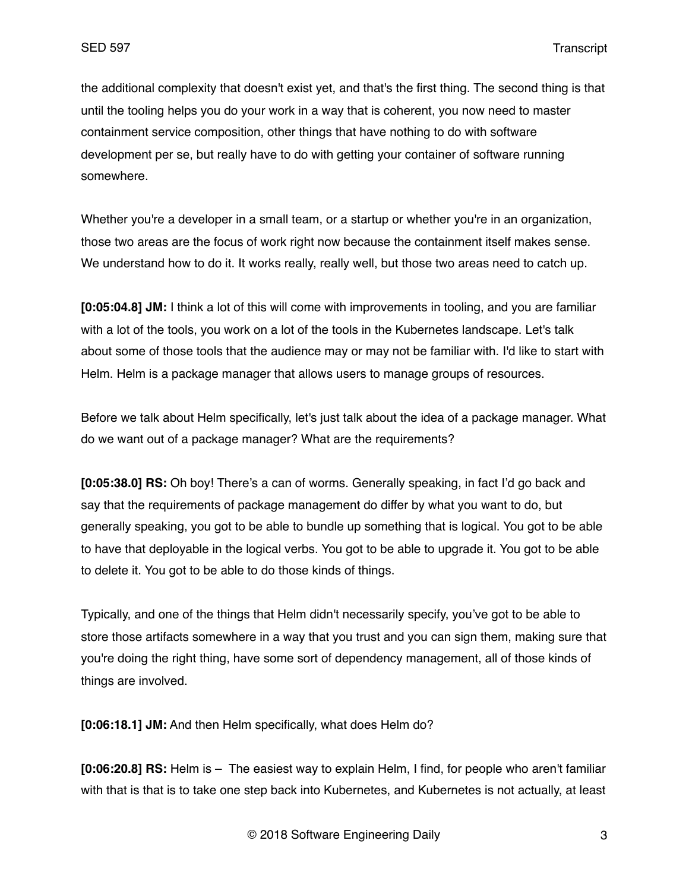the additional complexity that doesn't exist yet, and that's the first thing. The second thing is that until the tooling helps you do your work in a way that is coherent, you now need to master containment service composition, other things that have nothing to do with software development per se, but really have to do with getting your container of software running somewhere.

Whether you're a developer in a small team, or a startup or whether you're in an organization, those two areas are the focus of work right now because the containment itself makes sense. We understand how to do it. It works really, really well, but those two areas need to catch up.

**[0:05:04.8] JM:** I think a lot of this will come with improvements in tooling, and you are familiar with a lot of the tools, you work on a lot of the tools in the Kubernetes landscape. Let's talk about some of those tools that the audience may or may not be familiar with. I'd like to start with Helm. Helm is a package manager that allows users to manage groups of resources.

Before we talk about Helm specifically, let's just talk about the idea of a package manager. What do we want out of a package manager? What are the requirements?

**[0:05:38.0] RS:** Oh boy! There's a can of worms. Generally speaking, in fact I'd go back and say that the requirements of package management do differ by what you want to do, but generally speaking, you got to be able to bundle up something that is logical. You got to be able to have that deployable in the logical verbs. You got to be able to upgrade it. You got to be able to delete it. You got to be able to do those kinds of things.

Typically, and one of the things that Helm didn't necessarily specify, you've got to be able to store those artifacts somewhere in a way that you trust and you can sign them, making sure that you're doing the right thing, have some sort of dependency management, all of those kinds of things are involved.

**[0:06:18.1] JM:** And then Helm specifically, what does Helm do?

**[0:06:20.8] RS:** Helm is – The easiest way to explain Helm, I find, for people who aren't familiar with that is that is to take one step back into Kubernetes, and Kubernetes is not actually, at least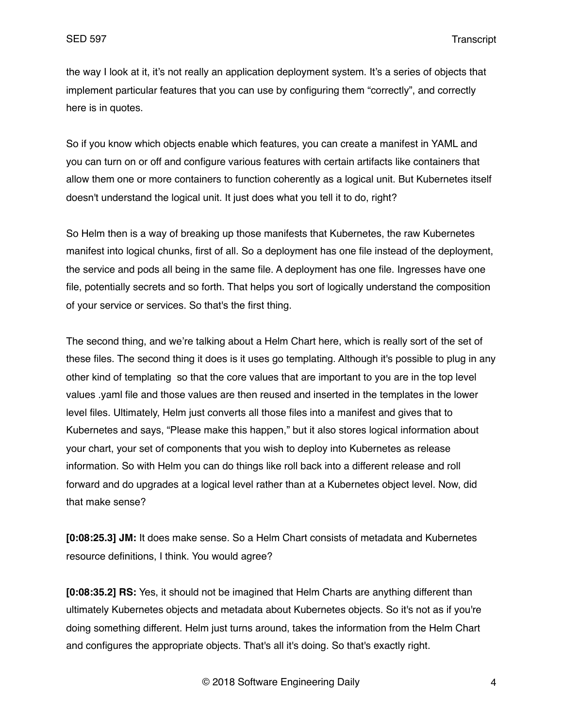the way I look at it, it's not really an application deployment system. It's a series of objects that implement particular features that you can use by configuring them "correctly", and correctly here is in quotes.

So if you know which objects enable which features, you can create a manifest in YAML and you can turn on or off and configure various features with certain artifacts like containers that allow them one or more containers to function coherently as a logical unit. But Kubernetes itself doesn't understand the logical unit. It just does what you tell it to do, right?

So Helm then is a way of breaking up those manifests that Kubernetes, the raw Kubernetes manifest into logical chunks, first of all. So a deployment has one file instead of the deployment, the service and pods all being in the same file. A deployment has one file. Ingresses have one file, potentially secrets and so forth. That helps you sort of logically understand the composition of your service or services. So that's the first thing.

The second thing, and we're talking about a Helm Chart here, which is really sort of the set of these files. The second thing it does is it uses go templating. Although it's possible to plug in any other kind of templating so that the core values that are important to you are in the top level values .yaml file and those values are then reused and inserted in the templates in the lower level files. Ultimately, Helm just converts all those files into a manifest and gives that to Kubernetes and says, "Please make this happen," but it also stores logical information about your chart, your set of components that you wish to deploy into Kubernetes as release information. So with Helm you can do things like roll back into a different release and roll forward and do upgrades at a logical level rather than at a Kubernetes object level. Now, did that make sense?

**[0:08:25.3] JM:** It does make sense. So a Helm Chart consists of metadata and Kubernetes resource definitions, I think. You would agree?

**[0:08:35.2] RS:** Yes, it should not be imagined that Helm Charts are anything different than ultimately Kubernetes objects and metadata about Kubernetes objects. So it's not as if you're doing something different. Helm just turns around, takes the information from the Helm Chart and configures the appropriate objects. That's all it's doing. So that's exactly right.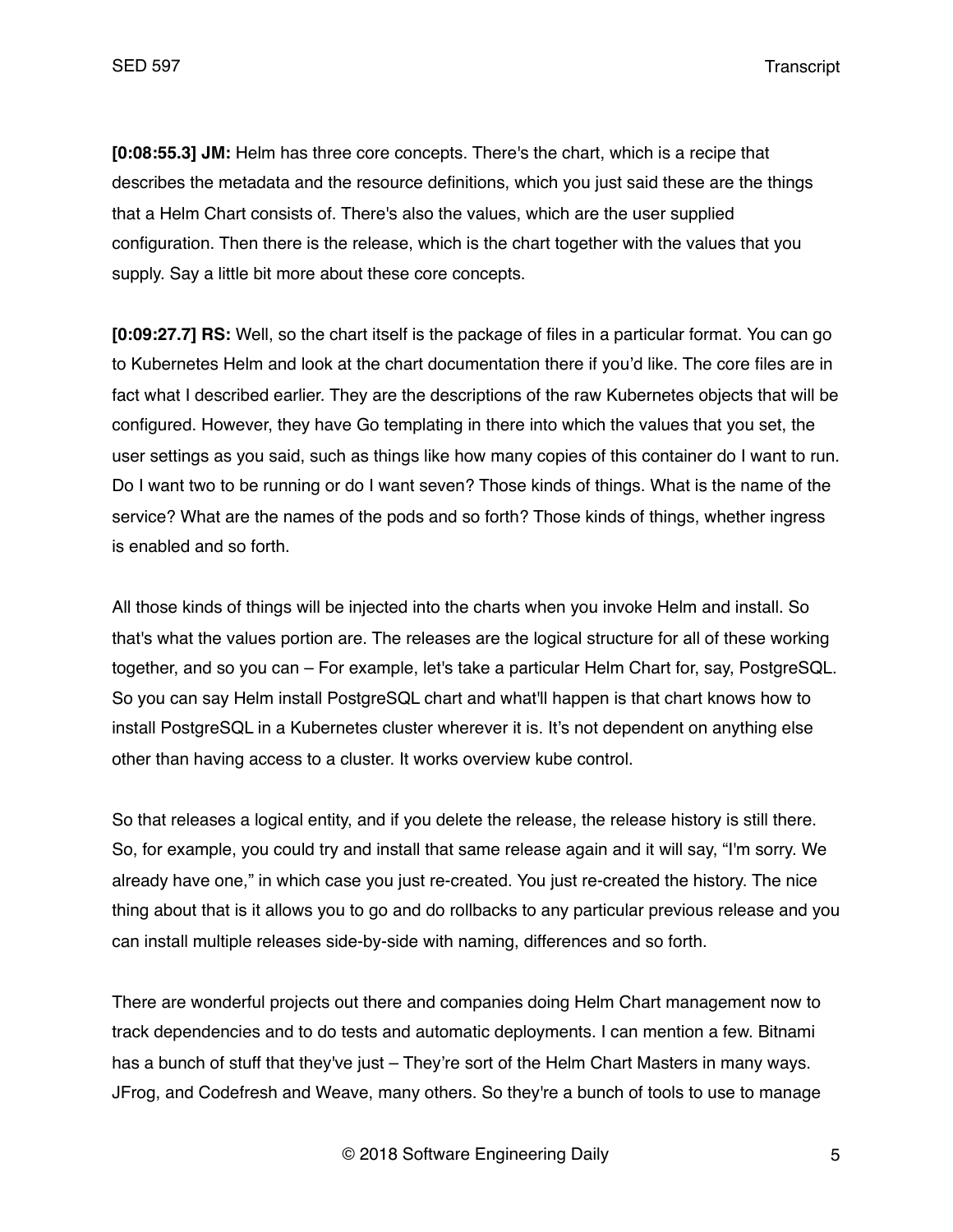**[0:08:55.3] JM:** Helm has three core concepts. There's the chart, which is a recipe that describes the metadata and the resource definitions, which you just said these are the things that a Helm Chart consists of. There's also the values, which are the user supplied configuration. Then there is the release, which is the chart together with the values that you supply. Say a little bit more about these core concepts.

**[0:09:27.7] RS:** Well, so the chart itself is the package of files in a particular format. You can go to Kubernetes Helm and look at the chart documentation there if you'd like. The core files are in fact what I described earlier. They are the descriptions of the raw Kubernetes objects that will be configured. However, they have Go templating in there into which the values that you set, the user settings as you said, such as things like how many copies of this container do I want to run. Do I want two to be running or do I want seven? Those kinds of things. What is the name of the service? What are the names of the pods and so forth? Those kinds of things, whether ingress is enabled and so forth.

All those kinds of things will be injected into the charts when you invoke Helm and install. So that's what the values portion are. The releases are the logical structure for all of these working together, and so you can – For example, let's take a particular Helm Chart for, say, PostgreSQL. So you can say Helm install PostgreSQL chart and what'll happen is that chart knows how to install PostgreSQL in a Kubernetes cluster wherever it is. It's not dependent on anything else other than having access to a cluster. It works overview kube control.

So that releases a logical entity, and if you delete the release, the release history is still there. So, for example, you could try and install that same release again and it will say, "I'm sorry. We already have one," in which case you just re-created. You just re-created the history. The nice thing about that is it allows you to go and do rollbacks to any particular previous release and you can install multiple releases side-by-side with naming, differences and so forth.

There are wonderful projects out there and companies doing Helm Chart management now to track dependencies and to do tests and automatic deployments. I can mention a few. Bitnami has a bunch of stuff that they've just – They're sort of the Helm Chart Masters in many ways. JFrog, and Codefresh and Weave, many others. So they're a bunch of tools to use to manage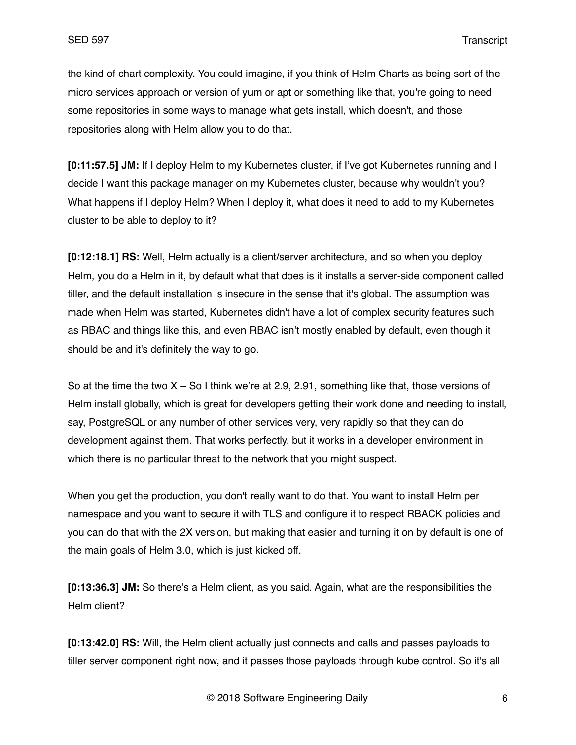the kind of chart complexity. You could imagine, if you think of Helm Charts as being sort of the micro services approach or version of yum or apt or something like that, you're going to need some repositories in some ways to manage what gets install, which doesn't, and those repositories along with Helm allow you to do that.

**[0:11:57.5] JM:** If I deploy Helm to my Kubernetes cluster, if I've got Kubernetes running and I decide I want this package manager on my Kubernetes cluster, because why wouldn't you? What happens if I deploy Helm? When I deploy it, what does it need to add to my Kubernetes cluster to be able to deploy to it?

**[0:12:18.1] RS:** Well, Helm actually is a client/server architecture, and so when you deploy Helm, you do a Helm in it, by default what that does is it installs a server-side component called tiller, and the default installation is insecure in the sense that it's global. The assumption was made when Helm was started, Kubernetes didn't have a lot of complex security features such as RBAC and things like this, and even RBAC isn't mostly enabled by default, even though it should be and it's definitely the way to go.

So at the time the two X – So I think we're at 2.9, 2.91, something like that, those versions of Helm install globally, which is great for developers getting their work done and needing to install, say, PostgreSQL or any number of other services very, very rapidly so that they can do development against them. That works perfectly, but it works in a developer environment in which there is no particular threat to the network that you might suspect.

When you get the production, you don't really want to do that. You want to install Helm per namespace and you want to secure it with TLS and configure it to respect RBACK policies and you can do that with the 2X version, but making that easier and turning it on by default is one of the main goals of Helm 3.0, which is just kicked off.

**[0:13:36.3] JM:** So there's a Helm client, as you said. Again, what are the responsibilities the Helm client?

**[0:13:42.0] RS:** Will, the Helm client actually just connects and calls and passes payloads to tiller server component right now, and it passes those payloads through kube control. So it's all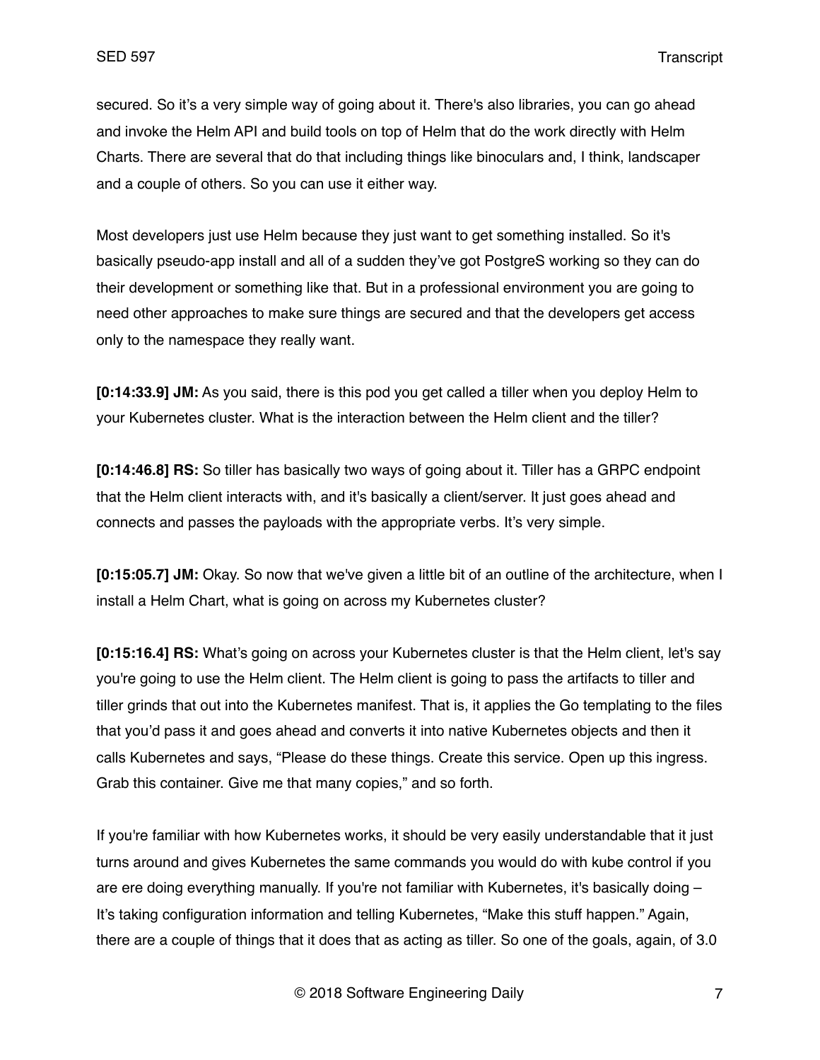secured. So it's a very simple way of going about it. There's also libraries, you can go ahead and invoke the Helm API and build tools on top of Helm that do the work directly with Helm Charts. There are several that do that including things like binoculars and, I think, landscaper and a couple of others. So you can use it either way.

Most developers just use Helm because they just want to get something installed. So it's basically pseudo-app install and all of a sudden they've got PostgreS working so they can do their development or something like that. But in a professional environment you are going to need other approaches to make sure things are secured and that the developers get access only to the namespace they really want.

**[0:14:33.9] JM:** As you said, there is this pod you get called a tiller when you deploy Helm to your Kubernetes cluster. What is the interaction between the Helm client and the tiller?

**[0:14:46.8] RS:** So tiller has basically two ways of going about it. Tiller has a GRPC endpoint that the Helm client interacts with, and it's basically a client/server. It just goes ahead and connects and passes the payloads with the appropriate verbs. It's very simple.

**[0:15:05.7] JM:** Okay. So now that we've given a little bit of an outline of the architecture, when I install a Helm Chart, what is going on across my Kubernetes cluster?

**[0:15:16.4] RS:** What's going on across your Kubernetes cluster is that the Helm client, let's say you're going to use the Helm client. The Helm client is going to pass the artifacts to tiller and tiller grinds that out into the Kubernetes manifest. That is, it applies the Go templating to the files that you'd pass it and goes ahead and converts it into native Kubernetes objects and then it calls Kubernetes and says, "Please do these things. Create this service. Open up this ingress. Grab this container. Give me that many copies," and so forth.

If you're familiar with how Kubernetes works, it should be very easily understandable that it just turns around and gives Kubernetes the same commands you would do with kube control if you are ere doing everything manually. If you're not familiar with Kubernetes, it's basically doing – It's taking configuration information and telling Kubernetes, "Make this stuff happen." Again, there are a couple of things that it does that as acting as tiller. So one of the goals, again, of 3.0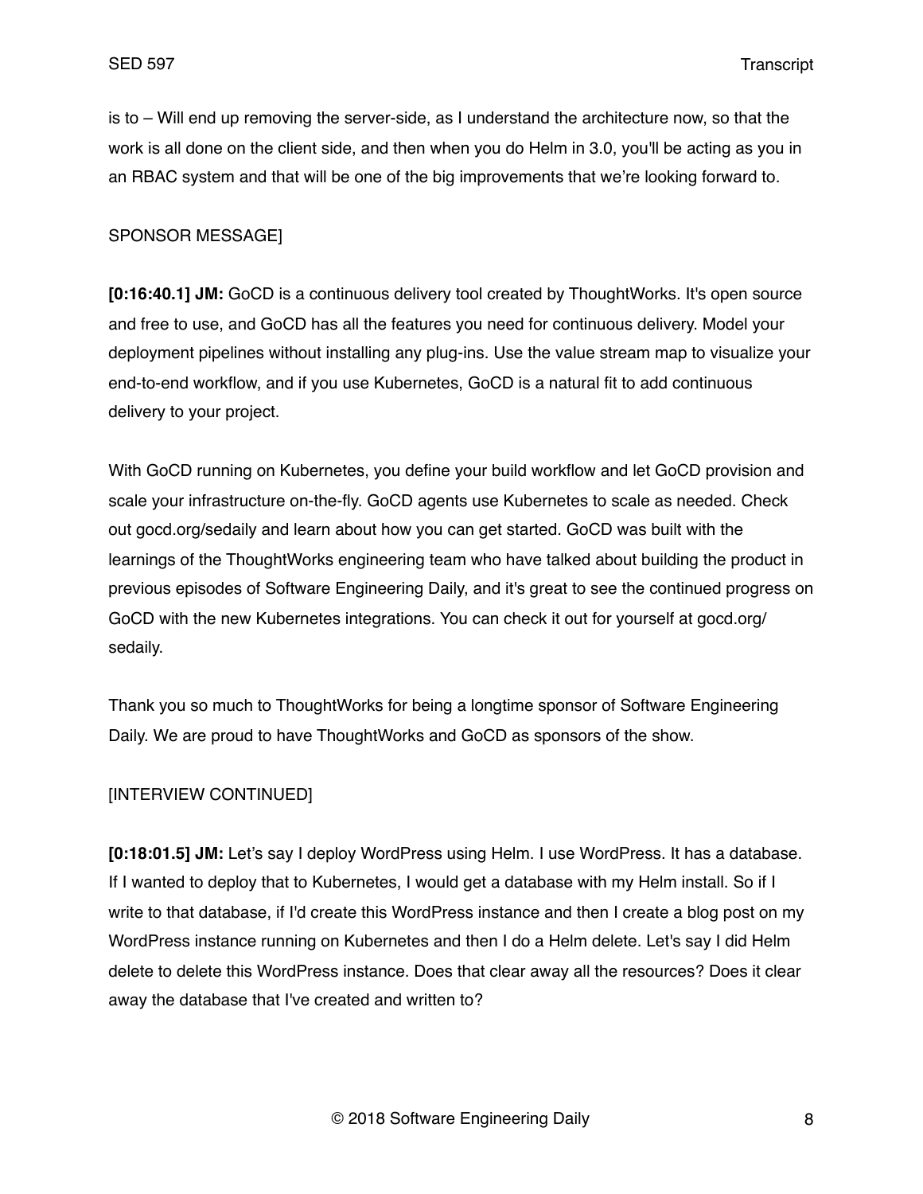is to – Will end up removing the server-side, as I understand the architecture now, so that the work is all done on the client side, and then when you do Helm in 3.0, you'll be acting as you in an RBAC system and that will be one of the big improvements that we're looking forward to.

SPONSOR MESSAGE]

**[0:16:40.1] JM:** GoCD is a continuous delivery tool created by ThoughtWorks. It's open source and free to use, and GoCD has all the features you need for continuous delivery. Model your deployment pipelines without installing any plug-ins. Use the value stream map to visualize your end-to-end workflow, and if you use Kubernetes, GoCD is a natural fit to add continuous delivery to your project.

With GoCD running on Kubernetes, you define your build workflow and let GoCD provision and scale your infrastructure on-the-fly. GoCD agents use Kubernetes to scale as needed. Check out gocd.org/sedaily and learn about how you can get started. GoCD was built with the learnings of the ThoughtWorks engineering team who have talked about building the product in previous episodes of Software Engineering Daily, and it's great to see the continued progress on GoCD with the new Kubernetes integrations. You can check it out for yourself at gocd.org/sedaily.

Thank you so much to ThoughtWorks for being a longtime sponsor of Software Engineering Daily. We are proud to have ThoughtWorks and GoCD as sponsors of the show.

[INTERVIEW CONTINUED]

**[0:18:01.5] JM:** Let's say I deploy WordPress using Helm. I use WordPress. It has a database. If I wanted to deploy that to Kubernetes, I would get a database with my Helm install. So if I write to that database, if I'd create this WordPress instance and then I create a blog post on my WordPress instance running on Kubernetes and then I do a Helm delete. Let's say I did Helm delete to delete this WordPress instance. Does that clear away all the resources? Does it clear away the database that I've created and written to?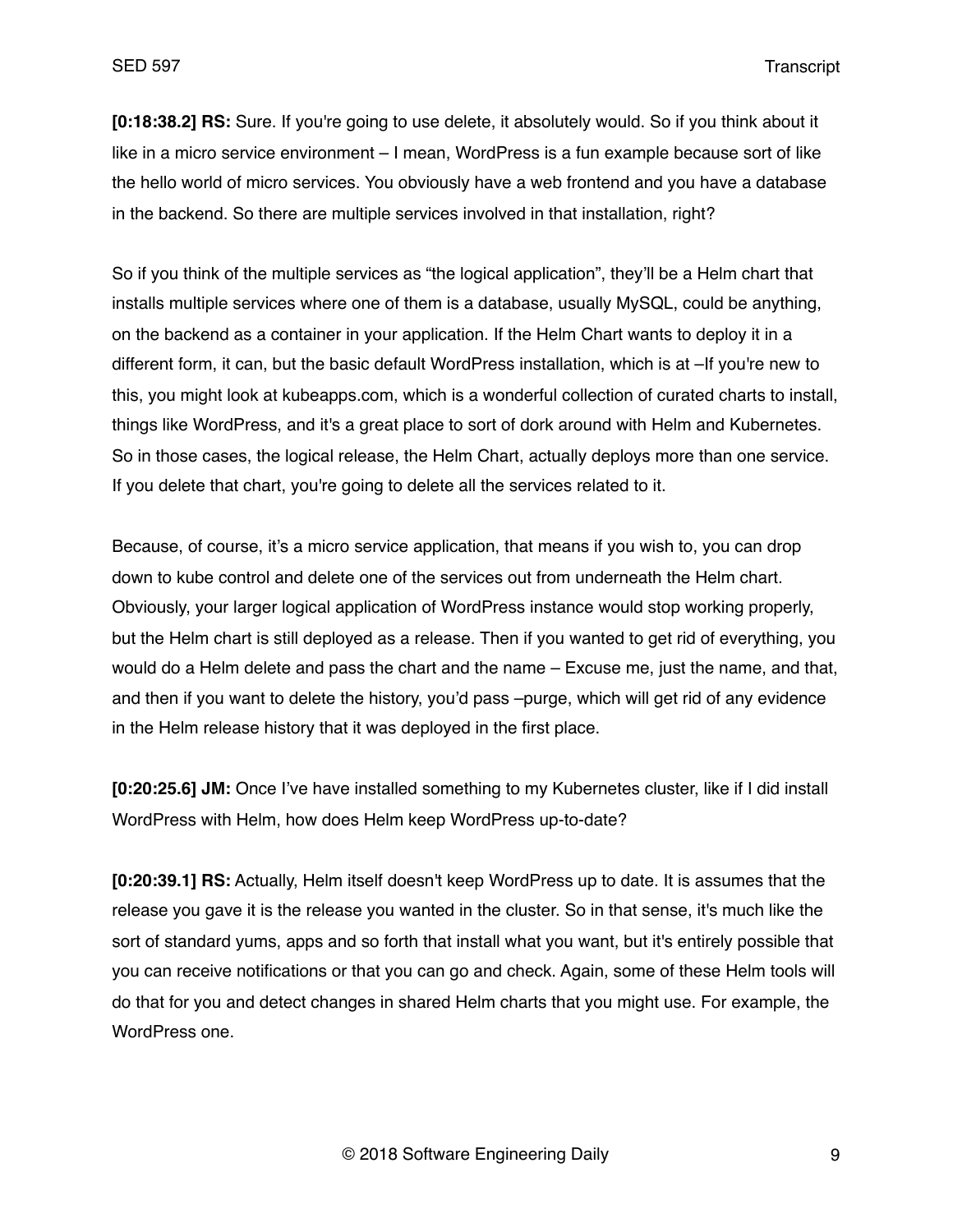**[0:18:38.2] RS:** Sure. If you're going to use delete, it absolutely would. So if you think about it like in a micro service environment – I mean, WordPress is a fun example because sort of like the hello world of micro services. You obviously have a web frontend and you have a database in the backend. So there are multiple services involved in that installation, right?

So if you think of the multiple services as "the logical application", they'll be a Helm chart that installs multiple services where one of them is a database, usually MySQL, could be anything, on the backend as a container in your application. If the Helm Chart wants to deploy it in a different form, it can, but the basic default WordPress installation, which is at –If you're new to this, you might look at kubeapps.com, which is a wonderful collection of curated charts to install, things like WordPress, and it's a great place to sort of dork around with Helm and Kubernetes. So in those cases, the logical release, the Helm Chart, actually deploys more than one service. If you delete that chart, you're going to delete all the services related to it.

Because, of course, it's a micro service application, that means if you wish to, you can drop down to kube control and delete one of the services out from underneath the Helm chart. Obviously, your larger logical application of WordPress instance would stop working properly, but the Helm chart is still deployed as a release. Then if you wanted to get rid of everything, you would do a Helm delete and pass the chart and the name – Excuse me, just the name, and that, and then if you want to delete the history, you'd pass –purge, which will get rid of any evidence in the Helm release history that it was deployed in the first place.

**[0:20:25.6] JM:** Once I've have installed something to my Kubernetes cluster, like if I did install WordPress with Helm, how does Helm keep WordPress up-to-date?

**[0:20:39.1] RS:** Actually, Helm itself doesn't keep WordPress up to date. It is assumes that the release you gave it is the release you wanted in the cluster. So in that sense, it's much like the sort of standard yums, apps and so forth that install what you want, but it's entirely possible that you can receive notifications or that you can go and check. Again, some of these Helm tools will do that for you and detect changes in shared Helm charts that you might use. For example, the WordPress one.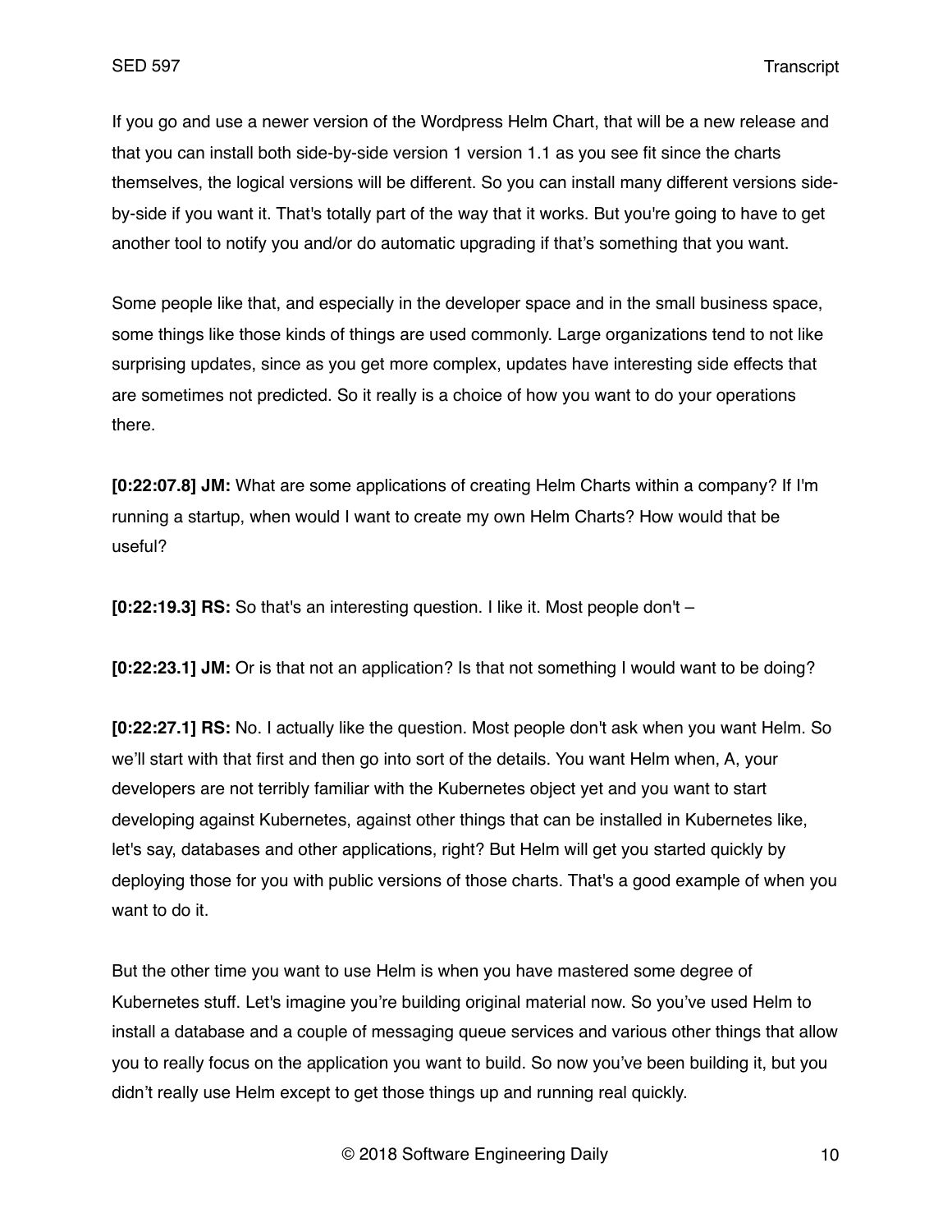If you go and use a newer version of the Wordpress Helm Chart, that will be a new release and that you can install both side-by-side version 1 version 1.1 as you see fit since the charts themselves, the logical versions will be different. So you can install many different versions side-by-side if you want it. That's totally part of the way that it works. But you're going to have to get another tool to notify you and/or do automatic upgrading if that's something that you want.

Some people like that, and especially in the developer space and in the small business space, some things like those kinds of things are used commonly. Large organizations tend to not like surprising updates, since as you get more complex, updates have interesting side effects that are sometimes not predicted. So it really is a choice of how you want to do your operations there.

**[0:22:07.8] JM:** What are some applications of creating Helm Charts within a company? If I'm running a startup, when would I want to create my own Helm Charts? How would that be useful?

**[0:22:19.3] RS:** So that's an interesting question. I like it. Most people don't –

**[0:22:23.1] JM:** Or is that not an application? Is that not something I would want to be doing?

**[0:22:27.1] RS:** No. I actually like the question. Most people don't ask when you want Helm. So we'll start with that first and then go into sort of the details. You want Helm when, A, your developers are not terribly familiar with the Kubernetes object yet and you want to start developing against Kubernetes, against other things that can be installed in Kubernetes like, let's say, databases and other applications, right? But Helm will get you started quickly by deploying those for you with public versions of those charts. That's a good example of when you want to do it.

But the other time you want to use Helm is when you have mastered some degree of Kubernetes stuff. Let's imagine you're building original material now. So you've used Helm to install a database and a couple of messaging queue services and various other things that allow you to really focus on the application you want to build. So now you've been building it, but you didn't really use Helm except to get those things up and running real quickly.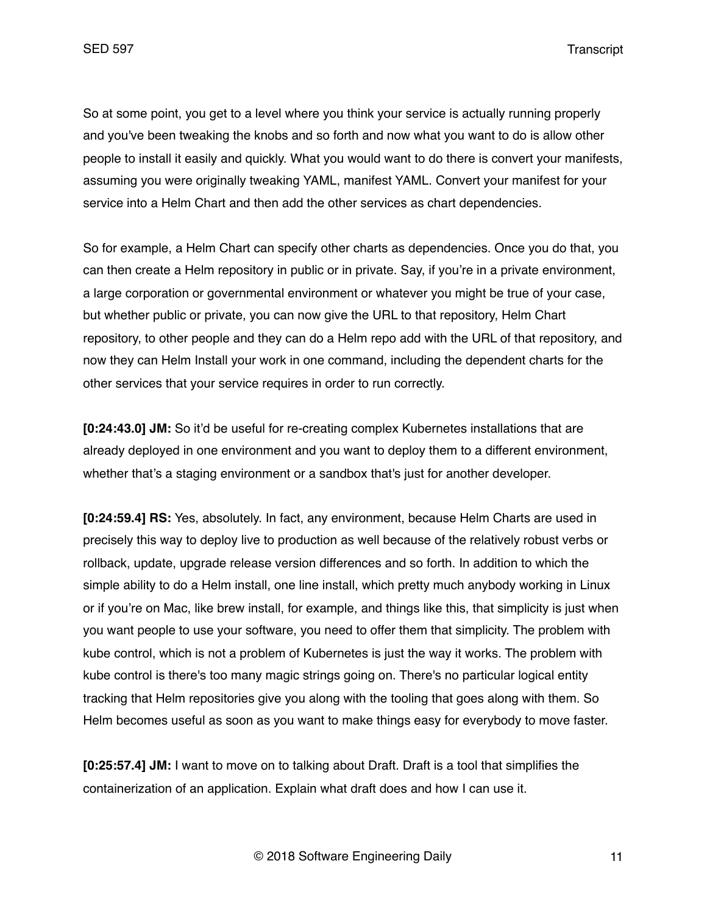So at some point, you get to a level where you think your service is actually running properly and you've been tweaking the knobs and so forth and now what you want to do is allow other people to install it easily and quickly. What you would want to do there is convert your manifests, assuming you were originally tweaking YAML, manifest YAML. Convert your manifest for your service into a Helm Chart and then add the other services as chart dependencies.

So for example, a Helm Chart can specify other charts as dependencies. Once you do that, you can then create a Helm repository in public or in private. Say, if you're in a private environment, a large corporation or governmental environment or whatever you might be true of your case, but whether public or private, you can now give the URL to that repository, Helm Chart repository, to other people and they can do a Helm repo add with the URL of that repository, and now they can Helm Install your work in one command, including the dependent charts for the other services that your service requires in order to run correctly.

**[0:24:43.0] JM:** So it'd be useful for re-creating complex Kubernetes installations that are already deployed in one environment and you want to deploy them to a different environment, whether that's a staging environment or a sandbox that's just for another developer.

**[0:24:59.4] RS:** Yes, absolutely. In fact, any environment, because Helm Charts are used in precisely this way to deploy live to production as well because of the relatively robust verbs or rollback, update, upgrade release version differences and so forth. In addition to which the simple ability to do a Helm install, one line install, which pretty much anybody working in Linux or if you're on Mac, like brew install, for example, and things like this, that simplicity is just when you want people to use your software, you need to offer them that simplicity. The problem with kube control, which is not a problem of Kubernetes is just the way it works. The problem with kube control is there's too many magic strings going on. There's no particular logical entity tracking that Helm repositories give you along with the tooling that goes along with them. So Helm becomes useful as soon as you want to make things easy for everybody to move faster.

**[0:25:57.4] JM:** I want to move on to talking about Draft. Draft is a tool that simplifies the containerization of an application. Explain what draft does and how I can use it.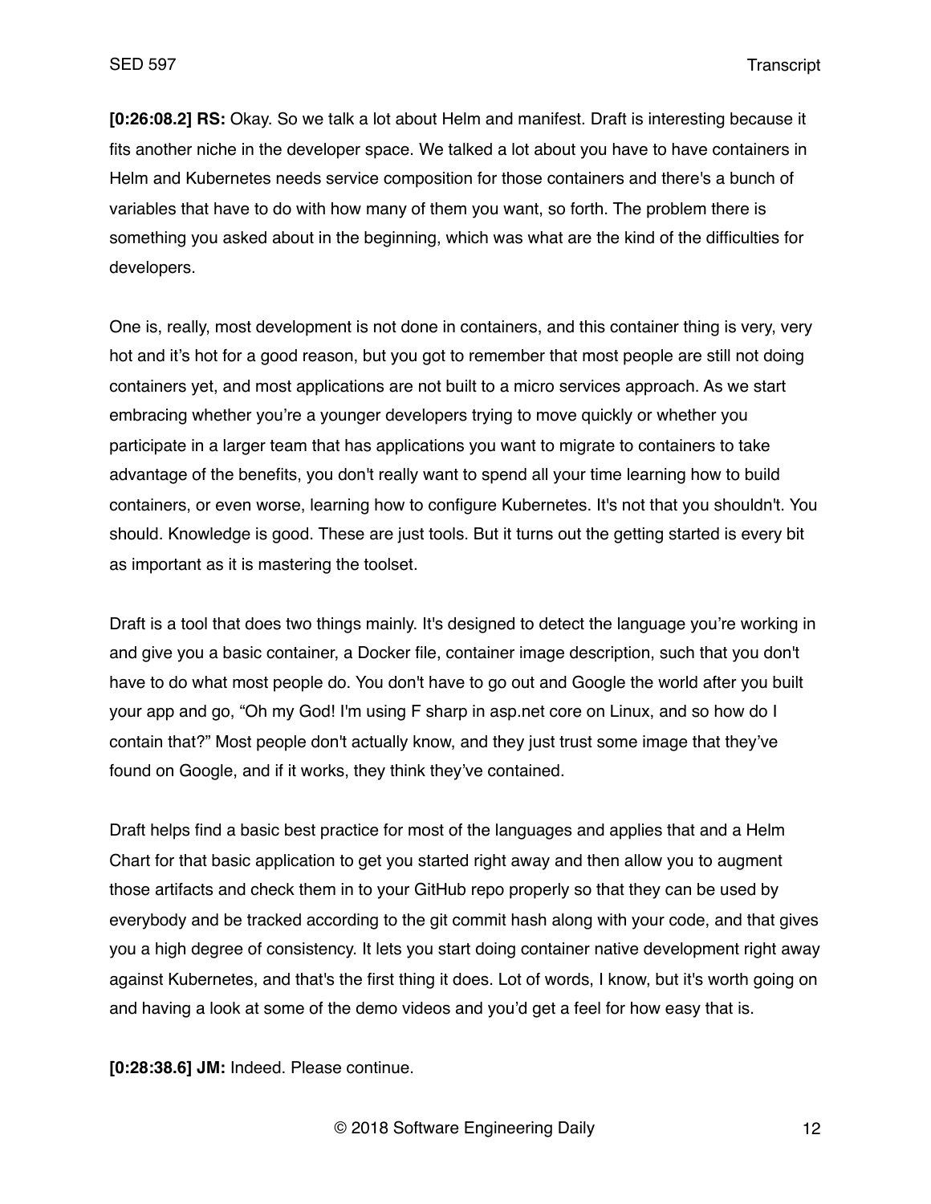**[0:26:08.2] RS:** Okay. So we talk a lot about Helm and manifest. Draft is interesting because it fits another niche in the developer space. We talked a lot about you have to have containers in Helm and Kubernetes needs service composition for those containers and there's a bunch of variables that have to do with how many of them you want, so forth. The problem there is something you asked about in the beginning, which was what are the kind of the difficulties for developers.

One is, really, most development is not done in containers, and this container thing is very, very hot and it's hot for a good reason, but you got to remember that most people are still not doing containers yet, and most applications are not built to a micro services approach. As we start embracing whether you're a younger developers trying to move quickly or whether you participate in a larger team that has applications you want to migrate to containers to take advantage of the benefits, you don't really want to spend all your time learning how to build containers, or even worse, learning how to configure Kubernetes. It's not that you shouldn't. You should. Knowledge is good. These are just tools. But it turns out the getting started is every bit as important as it is mastering the toolset.

Draft is a tool that does two things mainly. It's designed to detect the language you're working in and give you a basic container, a Docker file, container image description, such that you don't have to do what most people do. You don't have to go out and Google the world after you built your app and go, "Oh my God! I'm using F sharp in asp.net core on Linux, and so how do I contain that?" Most people don't actually know, and they just trust some image that they've found on Google, and if it works, they think they've contained.

Draft helps find a basic best practice for most of the languages and applies that and a Helm Chart for that basic application to get you started right away and then allow you to augment those artifacts and check them in to your GitHub repo properly so that they can be used by everybody and be tracked according to the git commit hash along with your code, and that gives you a high degree of consistency. It lets you start doing container native development right away against Kubernetes, and that's the first thing it does. Lot of words, I know, but it's worth going on and having a look at some of the demo videos and you'd get a feel for how easy that is.

**[0:28:38.6] JM:** Indeed. Please continue.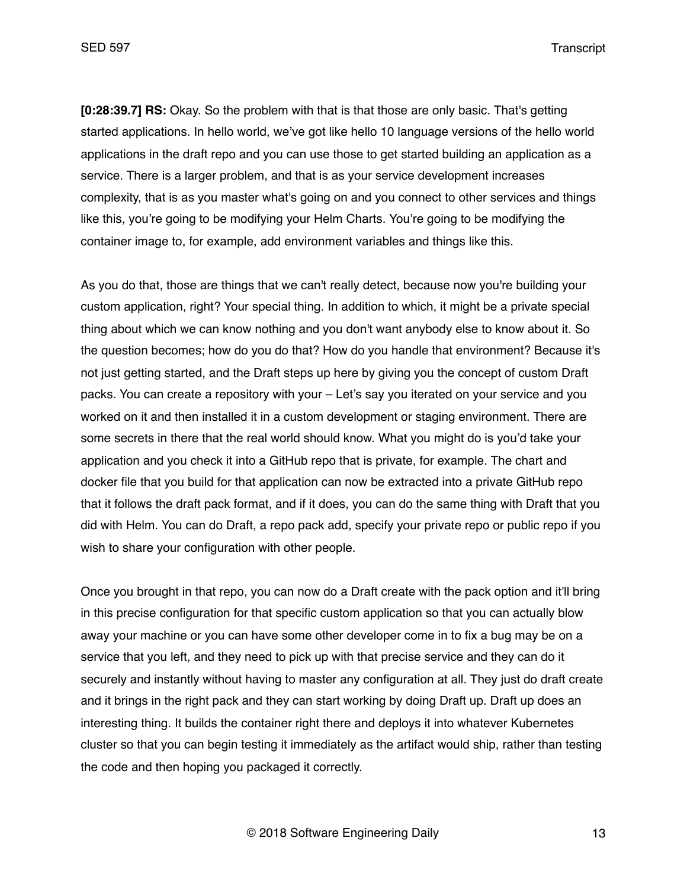**[0:28:39.7] RS:** Okay. So the problem with that is that those are only basic. That's getting started applications. In hello world, we've got like hello 10 language versions of the hello world applications in the draft repo and you can use those to get started building an application as a service. There is a larger problem, and that is as your service development increases complexity, that is as you master what's going on and you connect to other services and things like this, you're going to be modifying your Helm Charts. You're going to be modifying the container image to, for example, add environment variables and things like this.

As you do that, those are things that we can't really detect, because now you're building your custom application, right? Your special thing. In addition to which, it might be a private special thing about which we can know nothing and you don't want anybody else to know about it. So the question becomes; how do you do that? How do you handle that environment? Because it's not just getting started, and the Draft steps up here by giving you the concept of custom Draft packs. You can create a repository with your – Let's say you iterated on your service and you worked on it and then installed it in a custom development or staging environment. There are some secrets in there that the real world should know. What you might do is you'd take your application and you check it into a GitHub repo that is private, for example. The chart and docker file that you build for that application can now be extracted into a private GitHub repo that it follows the draft pack format, and if it does, you can do the same thing with Draft that you did with Helm. You can do Draft, a repo pack add, specify your private repo or public repo if you wish to share your configuration with other people.

Once you brought in that repo, you can now do a Draft create with the pack option and it'll bring in this precise configuration for that specific custom application so that you can actually blow away your machine or you can have some other developer come in to fix a bug may be on a service that you left, and they need to pick up with that precise service and they can do it securely and instantly without having to master any configuration at all. They just do draft create and it brings in the right pack and they can start working by doing Draft up. Draft up does an interesting thing. It builds the container right there and deploys it into whatever Kubernetes cluster so that you can begin testing it immediately as the artifact would ship, rather than testing the code and then hoping you packaged it correctly.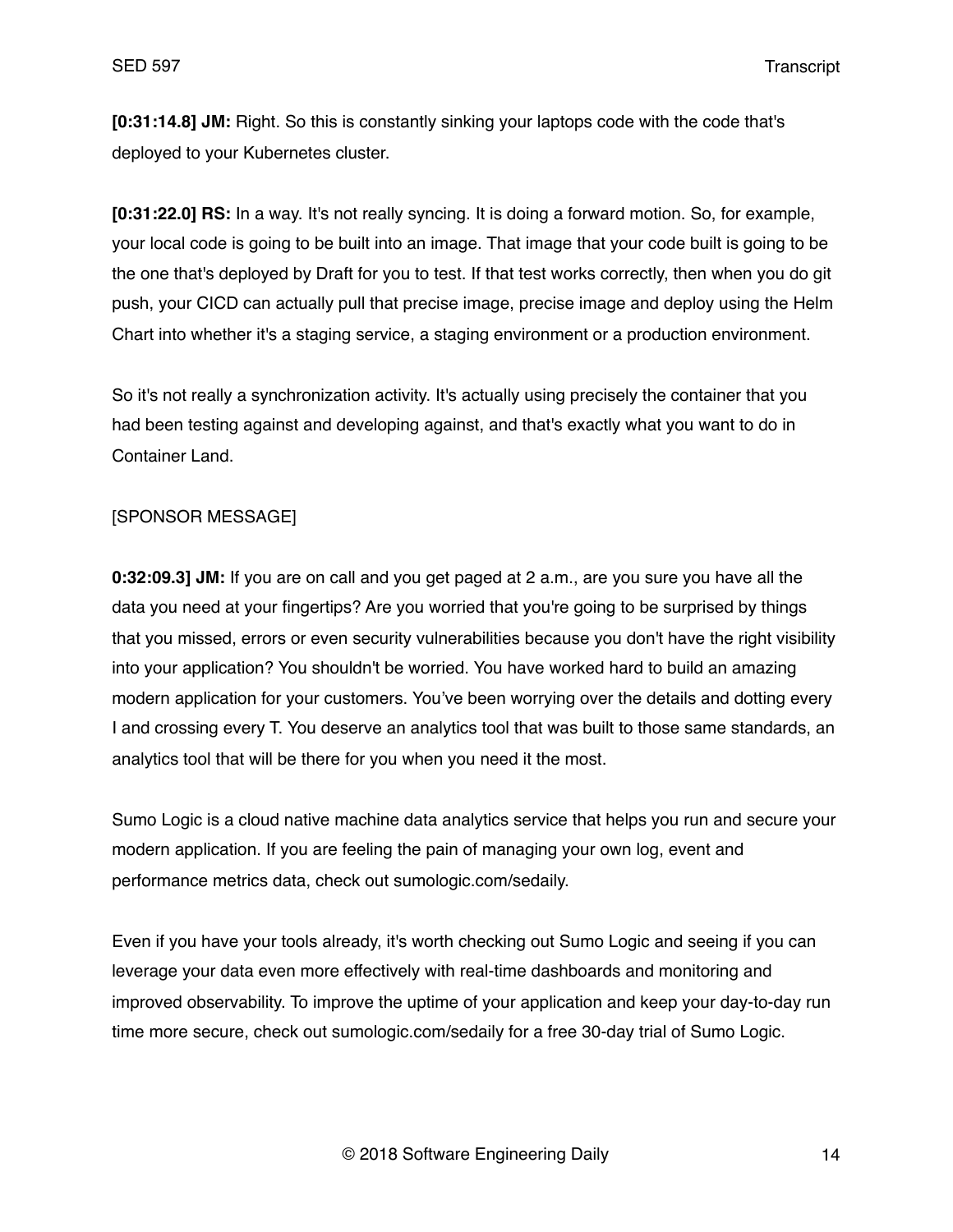**[0:31:14.8] JM:** Right. So this is constantly sinking your laptops code with the code that's deployed to your Kubernetes cluster.

**[0:31:22.0] RS:** In a way. It's not really syncing. It is doing a forward motion. So, for example, your local code is going to be built into an image. That image that your code built is going to be the one that's deployed by Draft for you to test. If that test works correctly, then when you do git push, your CICD can actually pull that precise image, precise image and deploy using the Helm Chart into whether it's a staging service, a staging environment or a production environment.

So it's not really a synchronization activity. It's actually using precisely the container that you had been testing against and developing against, and that's exactly what you want to do in Container Land.

[SPONSOR MESSAGE]

**0:32:09.3] JM:** If you are on call and you get paged at 2 a.m., are you sure you have all the data you need at your fingertips? Are you worried that you're going to be surprised by things that you missed, errors or even security vulnerabilities because you don't have the right visibility into your application? You shouldn't be worried. You have worked hard to build an amazing modern application for your customers. You've been worrying over the details and dotting every I and crossing every T. You deserve an analytics tool that was built to those same standards, an analytics tool that will be there for you when you need it the most.

Sumo Logic is a cloud native machine data analytics service that helps you run and secure your modern application. If you are feeling the pain of managing your own log, event and performance metrics data, check out sumologic.com/sedaily.

Even if you have your tools already, it's worth checking out Sumo Logic and seeing if you can leverage your data even more effectively with real-time dashboards and monitoring and improved observability. To improve the uptime of your application and keep your day-to-day run time more secure, check out sumologic.com/sedaily for a free 30-day trial of Sumo Logic.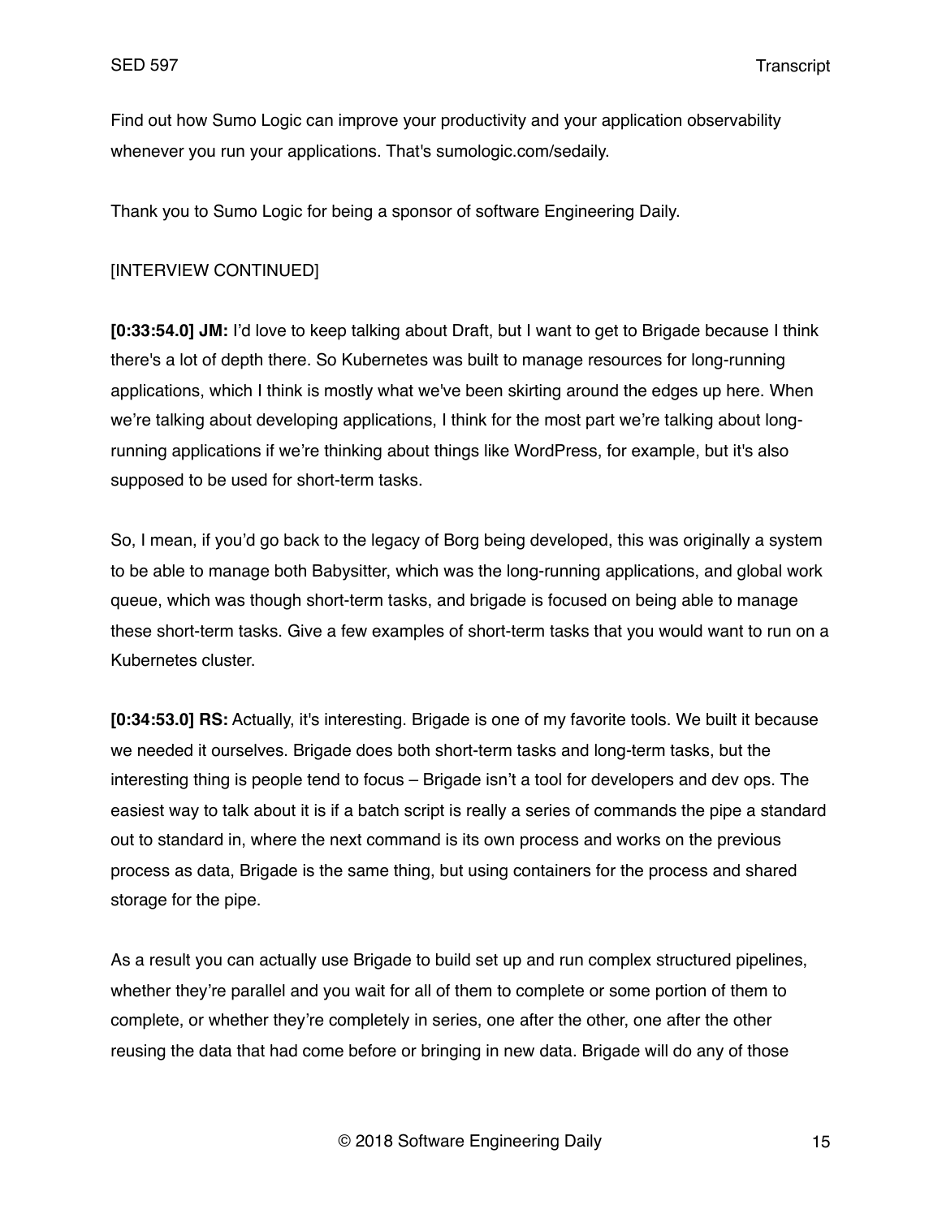Find out how Sumo Logic can improve your productivity and your application observability whenever you run your applications. That's sumologic.com/sedaily.

Thank you to Sumo Logic for being a sponsor of software Engineering Daily.

[INTERVIEW CONTINUED]

**[0:33:54.0] JM:** I'd love to keep talking about Draft, but I want to get to Brigade because I think there's a lot of depth there. So Kubernetes was built to manage resources for long-running applications, which I think is mostly what we've been skirting around the edges up here. When we're talking about developing applications, I think for the most part we're talking about long-running applications if we're thinking about things like WordPress, for example, but it's also supposed to be used for short-term tasks.

So, I mean, if you'd go back to the legacy of Borg being developed, this was originally a system to be able to manage both Babysitter, which was the long-running applications, and global work queue, which was though short-term tasks, and brigade is focused on being able to manage these short-term tasks. Give a few examples of short-term tasks that you would want to run on a Kubernetes cluster.

**[0:34:53.0] RS:** Actually, it's interesting. Brigade is one of my favorite tools. We built it because we needed it ourselves. Brigade does both short-term tasks and long-term tasks, but the interesting thing is people tend to focus – Brigade isn't a tool for developers and dev ops. The easiest way to talk about it is if a batch script is really a series of commands the pipe a standard out to standard in, where the next command is its own process and works on the previous process as data, Brigade is the same thing, but using containers for the process and shared storage for the pipe.

As a result you can actually use Brigade to build set up and run complex structured pipelines, whether they're parallel and you wait for all of them to complete or some portion of them to complete, or whether they're completely in series, one after the other, one after the other reusing the data that had come before or bringing in new data. Brigade will do any of those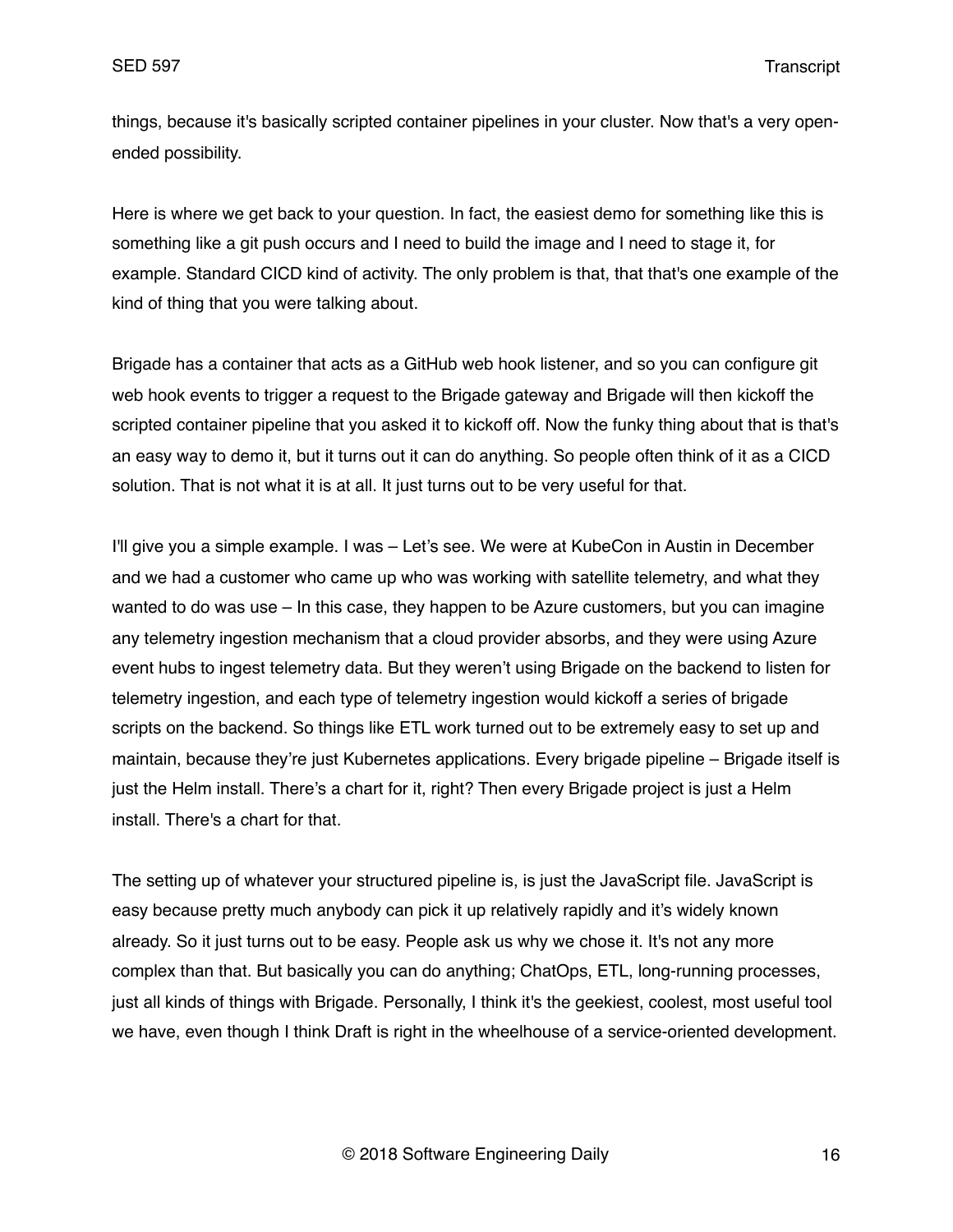things, because it's basically scripted container pipelines in your cluster. Now that's a very open-ended possibility.

Here is where we get back to your question. In fact, the easiest demo for something like this is something like a git push occurs and I need to build the image and I need to stage it, for example. Standard CICD kind of activity. The only problem is that, that that's one example of the kind of thing that you were talking about.

Brigade has a container that acts as a GitHub web hook listener, and so you can configure git web hook events to trigger a request to the Brigade gateway and Brigade will then kickoff the scripted container pipeline that you asked it to kickoff off. Now the funky thing about that is that's an easy way to demo it, but it turns out it can do anything. So people often think of it as a CICD solution. That is not what it is at all. It just turns out to be very useful for that.

I'll give you a simple example. I was – Let's see. We were at KubeCon in Austin in December and we had a customer who came up who was working with satellite telemetry, and what they wanted to do was use – In this case, they happen to be Azure customers, but you can imagine any telemetry ingestion mechanism that a cloud provider absorbs, and they were using Azure event hubs to ingest telemetry data. But they weren't using Brigade on the backend to listen for telemetry ingestion, and each type of telemetry ingestion would kickoff a series of brigade scripts on the backend. So things like ETL work turned out to be extremely easy to set up and maintain, because they're just Kubernetes applications. Every brigade pipeline – Brigade itself is just the Helm install. There's a chart for it, right? Then every Brigade project is just a Helm install. There's a chart for that.

The setting up of whatever your structured pipeline is, is just the JavaScript file. JavaScript is easy because pretty much anybody can pick it up relatively rapidly and it's widely known already. So it just turns out to be easy. People ask us why we chose it. It's not any more complex than that. But basically you can do anything; ChatOps, ETL, long-running processes, just all kinds of things with Brigade. Personally, I think it's the geekiest, coolest, most useful tool we have, even though I think Draft is right in the wheelhouse of a service-oriented development.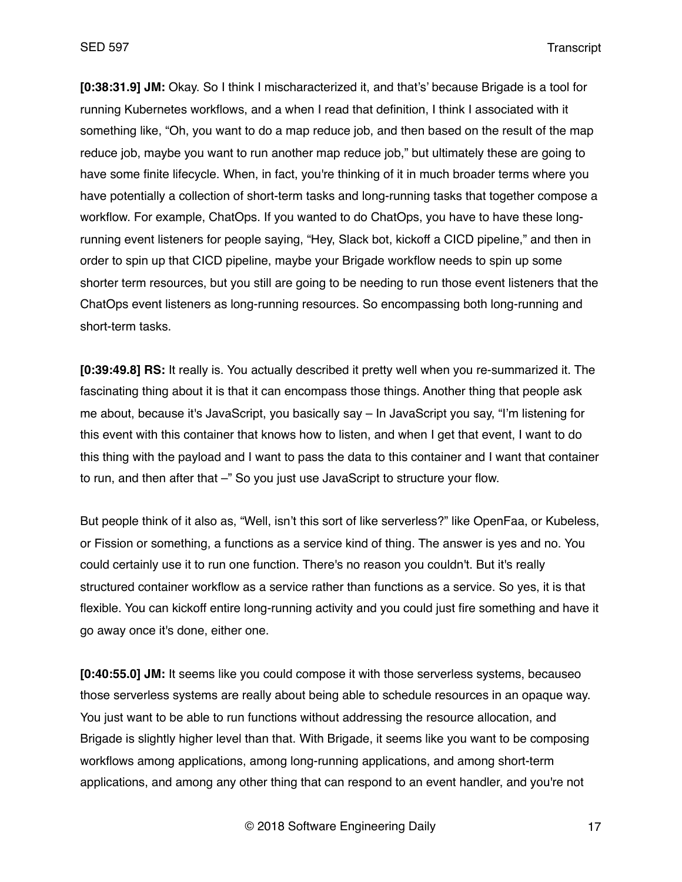**[0:38:31.9] JM:** Okay. So I think I mischaracterized it, and that's' because Brigade is a tool for running Kubernetes workflows, and a when I read that definition, I think I associated with it something like, "Oh, you want to do a map reduce job, and then based on the result of the map reduce job, maybe you want to run another map reduce job," but ultimately these are going to have some finite lifecycle. When, in fact, you're thinking of it in much broader terms where you have potentially a collection of short-term tasks and long-running tasks that together compose a workflow. For example, ChatOps. If you wanted to do ChatOps, you have to have these long-running event listeners for people saying, "Hey, Slack bot, kickoff a CICD pipeline," and then in order to spin up that CICD pipeline, maybe your Brigade workflow needs to spin up some shorter term resources, but you still are going to be needing to run those event listeners that the ChatOps event listeners as long-running resources. So encompassing both long-running and short-term tasks.

**[0:39:49.8] RS:** It really is. You actually described it pretty well when you re-summarized it. The fascinating thing about it is that it can encompass those things. Another thing that people ask me about, because it's JavaScript, you basically say – In JavaScript you say, "I'm listening for this event with this container that knows how to listen, and when I get that event, I want to do this thing with the payload and I want to pass the data to this container and I want that container to run, and then after that –" So you just use JavaScript to structure your flow.

But people think of it also as, "Well, isn't this sort of like serverless?" like OpenFaa, or Kubeless, or Fission or something, a functions as a service kind of thing. The answer is yes and no. You could certainly use it to run one function. There's no reason you couldn't. But it's really structured container workflow as a service rather than functions as a service. So yes, it is that flexible. You can kickoff entire long-running activity and you could just fire something and have it go away once it's done, either one.

**[0:40:55.0] JM:** It seems like you could compose it with those serverless systems, becauseo those serverless systems are really about being able to schedule resources in an opaque way. You just want to be able to run functions without addressing the resource allocation, and Brigade is slightly higher level than that. With Brigade, it seems like you want to be composing workflows among applications, among long-running applications, and among short-term applications, and among any other thing that can respond to an event handler, and you're not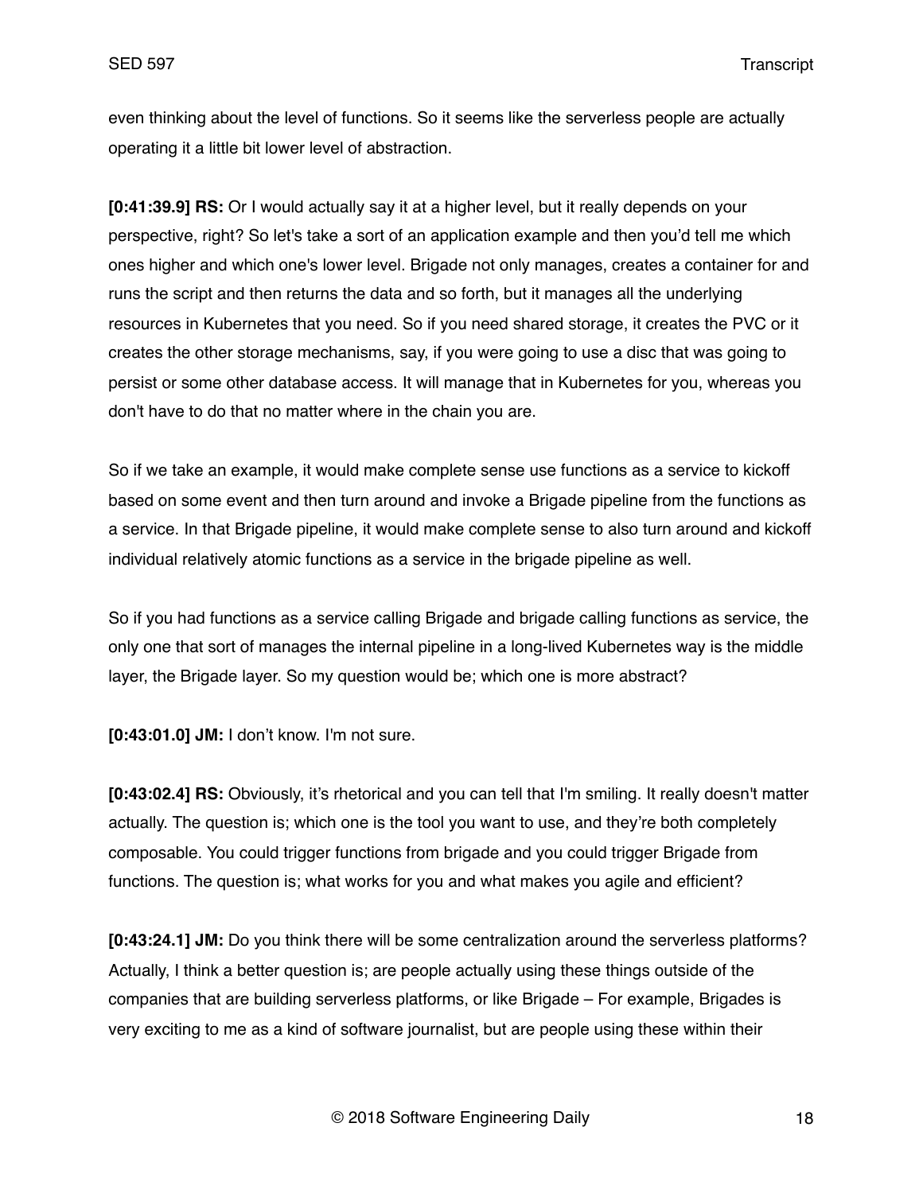even thinking about the level of functions. So it seems like the serverless people are actually operating it a little bit lower level of abstraction.

**[0:41:39.9] RS:** Or I would actually say it at a higher level, but it really depends on your perspective, right? So let's take a sort of an application example and then you'd tell me which ones higher and which one's lower level. Brigade not only manages, creates a container for and runs the script and then returns the data and so forth, but it manages all the underlying resources in Kubernetes that you need. So if you need shared storage, it creates the PVC or it creates the other storage mechanisms, say, if you were going to use a disc that was going to persist or some other database access. It will manage that in Kubernetes for you, whereas you don't have to do that no matter where in the chain you are.

So if we take an example, it would make complete sense use functions as a service to kickoff based on some event and then turn around and invoke a Brigade pipeline from the functions as a service. In that Brigade pipeline, it would make complete sense to also turn around and kickoff individual relatively atomic functions as a service in the brigade pipeline as well.

So if you had functions as a service calling Brigade and brigade calling functions as service, the only one that sort of manages the internal pipeline in a long-lived Kubernetes way is the middle layer, the Brigade layer. So my question would be; which one is more abstract?

**[0:43:01.0] JM:** I don't know. I'm not sure.

**[0:43:02.4] RS:** Obviously, it's rhetorical and you can tell that I'm smiling. It really doesn't matter actually. The question is; which one is the tool you want to use, and they're both completely composable. You could trigger functions from brigade and you could trigger Brigade from functions. The question is; what works for you and what makes you agile and efficient?

**[0:43:24.1] JM:** Do you think there will be some centralization around the serverless platforms? Actually, I think a better question is; are people actually using these things outside of the companies that are building serverless platforms, or like Brigade – For example, Brigades is very exciting to me as a kind of software journalist, but are people using these within their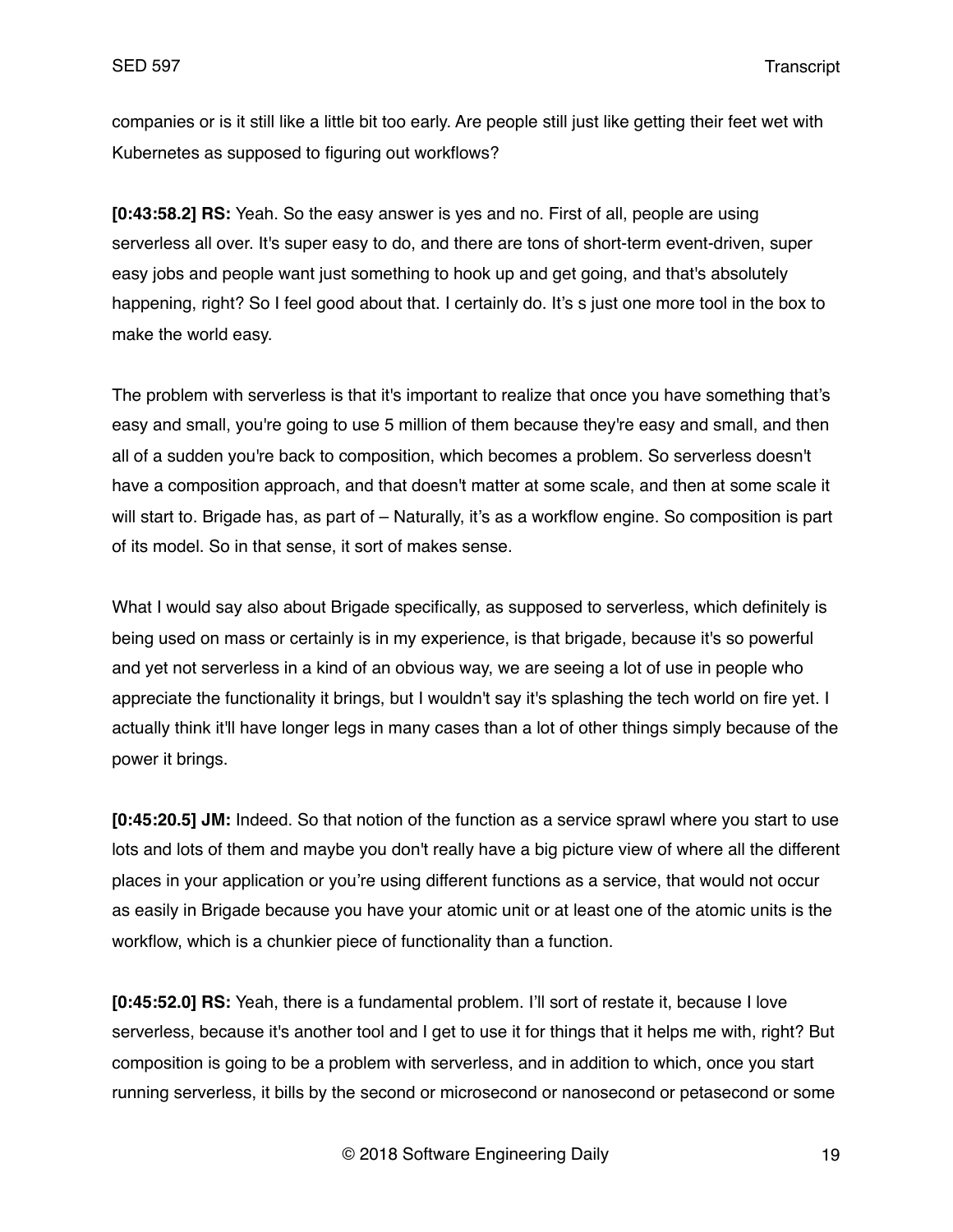companies or is it still like a little bit too early. Are people still just like getting their feet wet with Kubernetes as supposed to figuring out workflows?

**[0:43:58.2] RS:** Yeah. So the easy answer is yes and no. First of all, people are using serverless all over. It's super easy to do, and there are tons of short-term event-driven, super easy jobs and people want just something to hook up and get going, and that's absolutely happening, right? So I feel good about that. I certainly do. It's s just one more tool in the box to make the world easy.

The problem with serverless is that it's important to realize that once you have something that's easy and small, you're going to use 5 million of them because they're easy and small, and then all of a sudden you're back to composition, which becomes a problem. So serverless doesn't have a composition approach, and that doesn't matter at some scale, and then at some scale it will start to. Brigade has, as part of – Naturally, it's as a workflow engine. So composition is part of its model. So in that sense, it sort of makes sense.

What I would say also about Brigade specifically, as supposed to serverless, which definitely is being used on mass or certainly is in my experience, is that brigade, because it's so powerful and yet not serverless in a kind of an obvious way, we are seeing a lot of use in people who appreciate the functionality it brings, but I wouldn't say it's splashing the tech world on fire yet. I actually think it'll have longer legs in many cases than a lot of other things simply because of the power it brings.

**[0:45:20.5] JM:** Indeed. So that notion of the function as a service sprawl where you start to use lots and lots of them and maybe you don't really have a big picture view of where all the different places in your application or you're using different functions as a service, that would not occur as easily in Brigade because you have your atomic unit or at least one of the atomic units is the workflow, which is a chunkier piece of functionality than a function.

**[0:45:52.0] RS:** Yeah, there is a fundamental problem. I'll sort of restate it, because I love serverless, because it's another tool and I get to use it for things that it helps me with, right? But composition is going to be a problem with serverless, and in addition to which, once you start running serverless, it bills by the second or microsecond or nanosecond or petasecond or some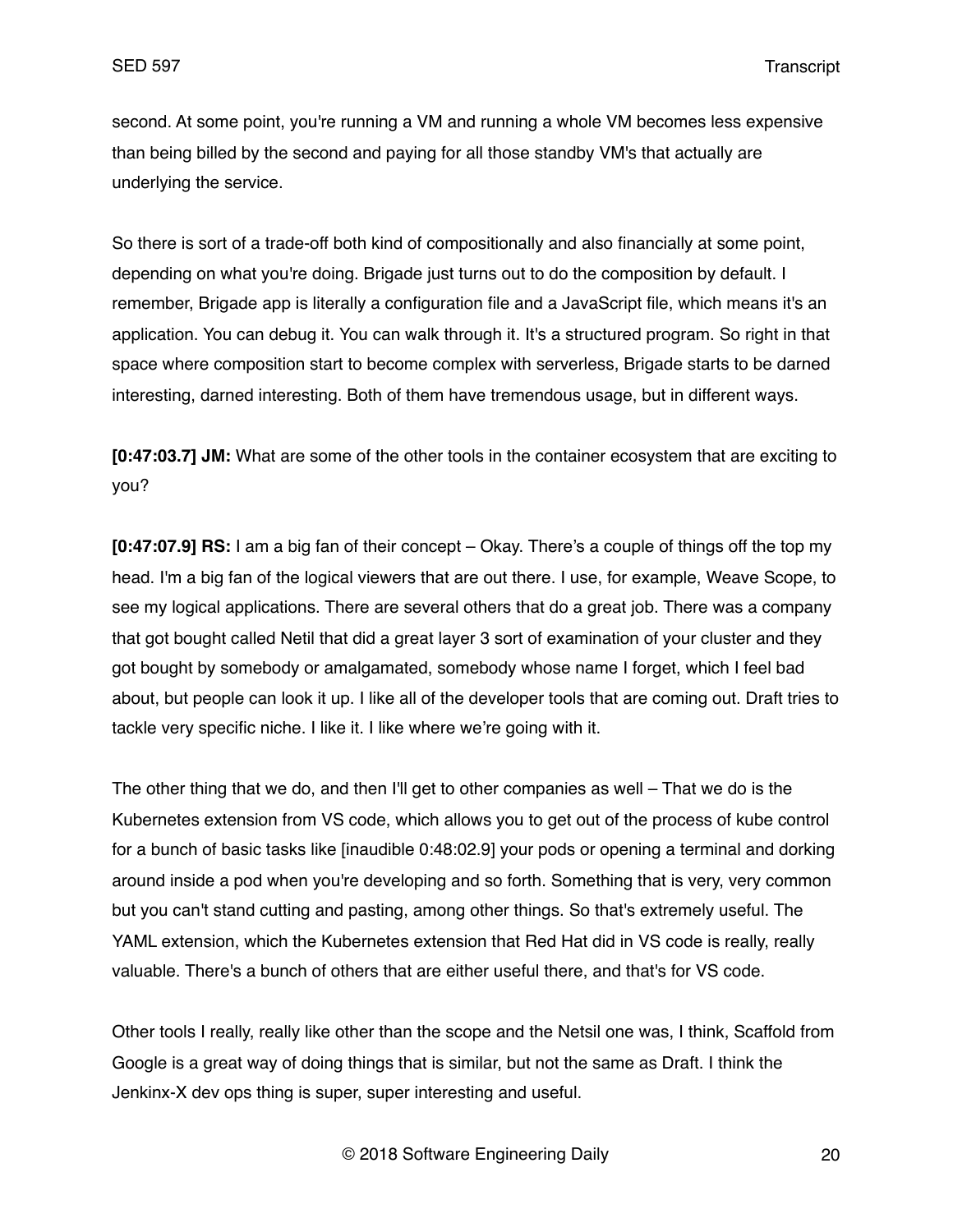second. At some point, you're running a VM and running a whole VM becomes less expensive than being billed by the second and paying for all those standby VM's that actually are underlying the service.

So there is sort of a trade-off both kind of compositionally and also financially at some point, depending on what you're doing. Brigade just turns out to do the composition by default. I remember, Brigade app is literally a configuration file and a JavaScript file, which means it's an application. You can debug it. You can walk through it. It's a structured program. So right in that space where composition start to become complex with serverless, Brigade starts to be darned interesting, darned interesting. Both of them have tremendous usage, but in different ways.

**[0:47:03.7] JM:** What are some of the other tools in the container ecosystem that are exciting to you?

**[0:47:07.9] RS:** I am a big fan of their concept – Okay. There's a couple of things off the top my head. I'm a big fan of the logical viewers that are out there. I use, for example, Weave Scope, to see my logical applications. There are several others that do a great job. There was a company that got bought called Netil that did a great layer 3 sort of examination of your cluster and they got bought by somebody or amalgamated, somebody whose name I forget, which I feel bad about, but people can look it up. I like all of the developer tools that are coming out. Draft tries to tackle very specific niche. I like it. I like where we're going with it.

The other thing that we do, and then I'll get to other companies as well – That we do is the Kubernetes extension from VS code, which allows you to get out of the process of kube control for a bunch of basic tasks like [inaudible 0:48:02.9] your pods or opening a terminal and dorking around inside a pod when you're developing and so forth. Something that is very, very common but you can't stand cutting and pasting, among other things. So that's extremely useful. The YAML extension, which the Kubernetes extension that Red Hat did in VS code is really, really valuable. There's a bunch of others that are either useful there, and that's for VS code.

Other tools I really, really like other than the scope and the Netsil one was, I think, Scaffold from Google is a great way of doing things that is similar, but not the same as Draft. I think the Jenkinx-X dev ops thing is super, super interesting and useful.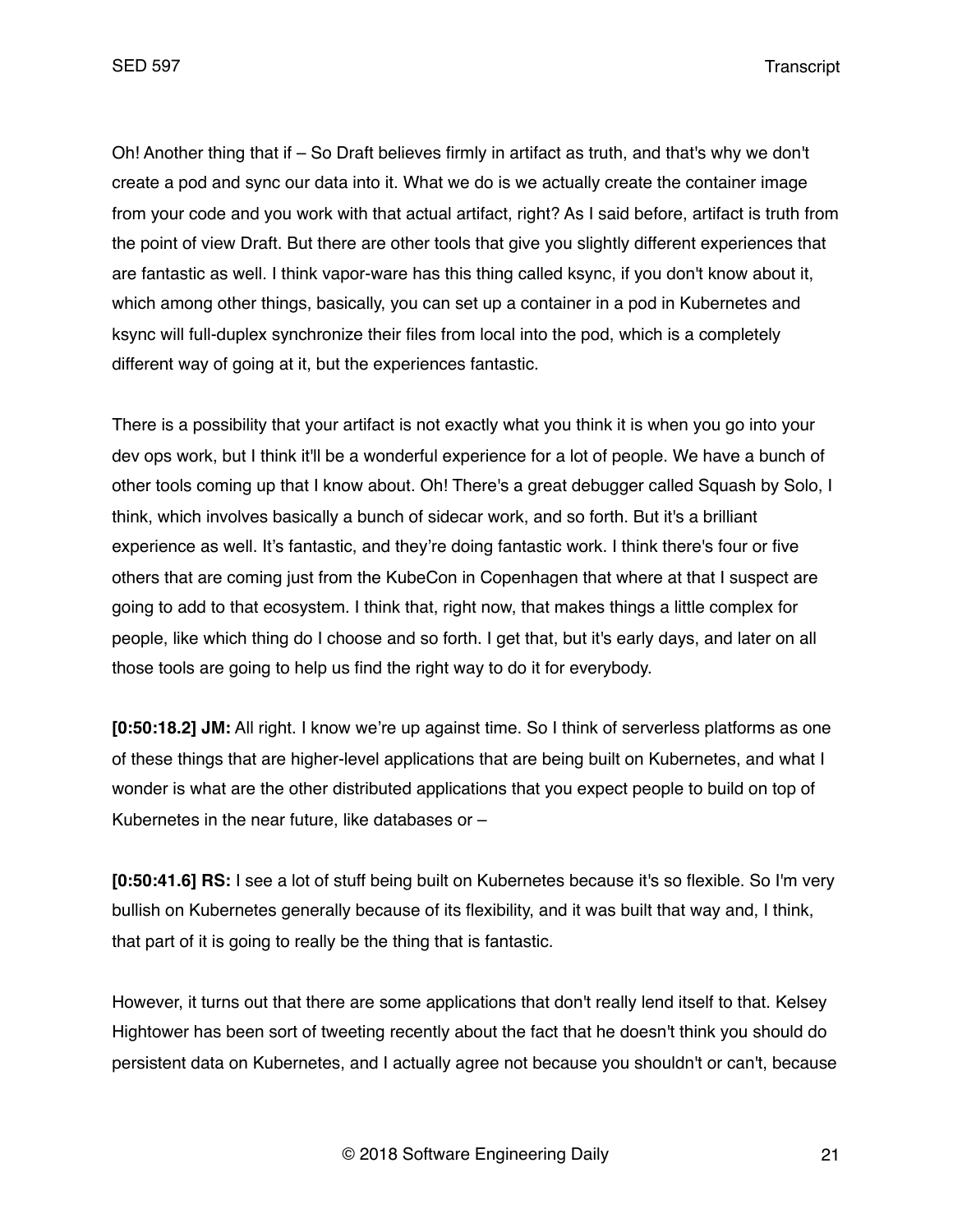Oh! Another thing that if – So Draft believes firmly in artifact as truth, and that's why we don't create a pod and sync our data into it. What we do is we actually create the container image from your code and you work with that actual artifact, right? As I said before, artifact is truth from the point of view Draft. But there are other tools that give you slightly different experiences that are fantastic as well. I think vapor-ware has this thing called ksync, if you don't know about it, which among other things, basically, you can set up a container in a pod in Kubernetes and ksync will full-duplex synchronize their files from local into the pod, which is a completely different way of going at it, but the experiences fantastic.

There is a possibility that your artifact is not exactly what you think it is when you go into your dev ops work, but I think it'll be a wonderful experience for a lot of people. We have a bunch of other tools coming up that I know about. Oh! There's a great debugger called Squash by Solo, I think, which involves basically a bunch of sidecar work, and so forth. But it's a brilliant experience as well. It's fantastic, and they're doing fantastic work. I think there's four or five others that are coming just from the KubeCon in Copenhagen that where at that I suspect are going to add to that ecosystem. I think that, right now, that makes things a little complex for people, like which thing do I choose and so forth. I get that, but it's early days, and later on all those tools are going to help us find the right way to do it for everybody.

**[0:50:18.2] JM:** All right. I know we're up against time. So I think of serverless platforms as one of these things that are higher-level applications that are being built on Kubernetes, and what I wonder is what are the other distributed applications that you expect people to build on top of Kubernetes in the near future, like databases or –

**[0:50:41.6] RS:** I see a lot of stuff being built on Kubernetes because it's so flexible. So I'm very bullish on Kubernetes generally because of its flexibility, and it was built that way and, I think, that part of it is going to really be the thing that is fantastic.

However, it turns out that there are some applications that don't really lend itself to that. Kelsey Hightower has been sort of tweeting recently about the fact that he doesn't think you should do persistent data on Kubernetes, and I actually agree not because you shouldn't or can't, because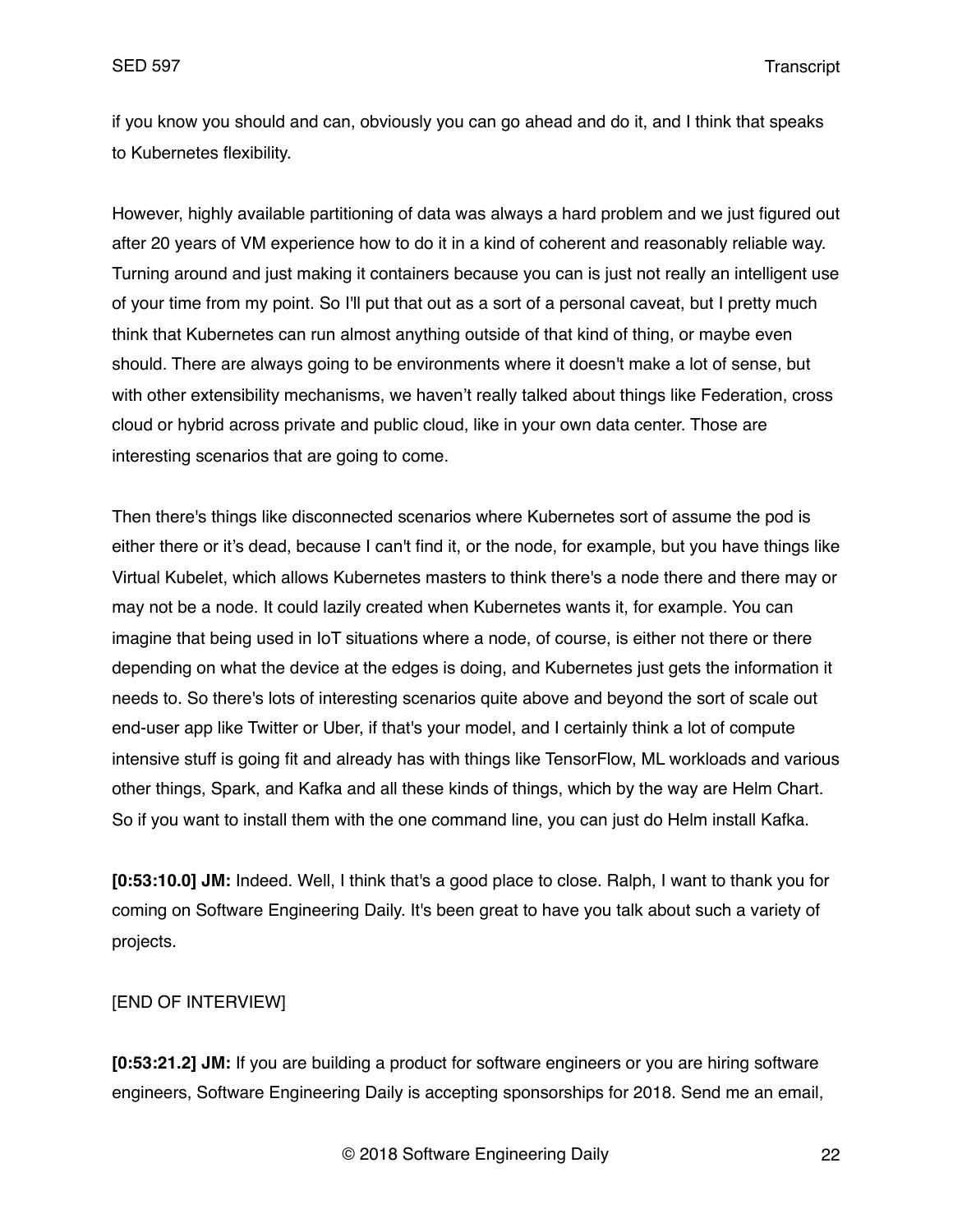if you know you should and can, obviously you can go ahead and do it, and I think that speaks to Kubernetes flexibility.

However, highly available partitioning of data was always a hard problem and we just figured out after 20 years of VM experience how to do it in a kind of coherent and reasonably reliable way. Turning around and just making it containers because you can is just not really an intelligent use of your time from my point. So I'll put that out as a sort of a personal caveat, but I pretty much think that Kubernetes can run almost anything outside of that kind of thing, or maybe even should. There are always going to be environments where it doesn't make a lot of sense, but with other extensibility mechanisms, we haven't really talked about things like Federation, cross cloud or hybrid across private and public cloud, like in your own data center. Those are interesting scenarios that are going to come.

Then there's things like disconnected scenarios where Kubernetes sort of assume the pod is either there or it's dead, because I can't find it, or the node, for example, but you have things like Virtual Kubelet, which allows Kubernetes masters to think there's a node there and there may or may not be a node. It could lazily created when Kubernetes wants it, for example. You can imagine that being used in IoT situations where a node, of course, is either not there or there depending on what the device at the edges is doing, and Kubernetes just gets the information it needs to. So there's lots of interesting scenarios quite above and beyond the sort of scale out end-user app like Twitter or Uber, if that's your model, and I certainly think a lot of compute intensive stuff is going fit and already has with things like TensorFlow, ML workloads and various other things, Spark, and Kafka and all these kinds of things, which by the way are Helm Chart. So if you want to install them with the one command line, you can just do Helm install Kafka.

**[0:53:10.0] JM:** Indeed. Well, I think that's a good place to close. Ralph, I want to thank you for coming on Software Engineering Daily. It's been great to have you talk about such a variety of projects.

[END OF INTERVIEW]

**[0:53:21.2] JM:** If you are building a product for software engineers or you are hiring software engineers, Software Engineering Daily is accepting sponsorships for 2018. Send me an email,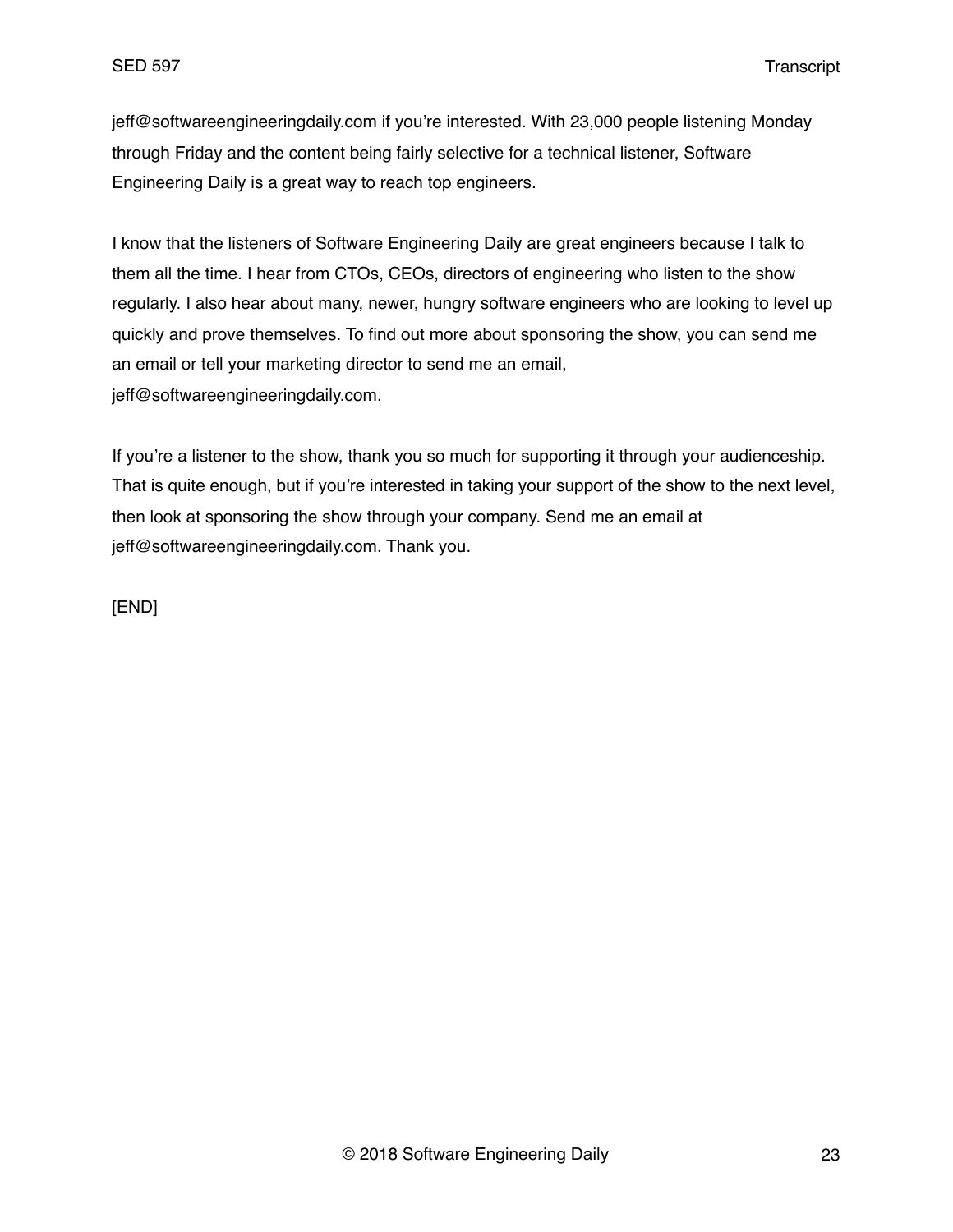jeff@softwareengineeringdaily.com if you're interested. With 23,000 people listening Monday through Friday and the content being fairly selective for a technical listener, Software Engineering Daily is a great way to reach top engineers.

I know that the listeners of Software Engineering Daily are great engineers because I talk to them all the time. I hear from CTOs, CEOs, directors of engineering who listen to the show regularly. I also hear about many, newer, hungry software engineers who are looking to level up quickly and prove themselves. To find out more about sponsoring the show, you can send me an email or tell your marketing director to send me an email, jeff@softwareengineeringdaily.com.

If you're a listener to the show, thank you so much for supporting it through your audienceship. That is quite enough, but if you're interested in taking your support of the show to the next level, then look at sponsoring the show through your company. Send me an email at jeff@softwareengineeringdaily.com. Thank you.

[END]